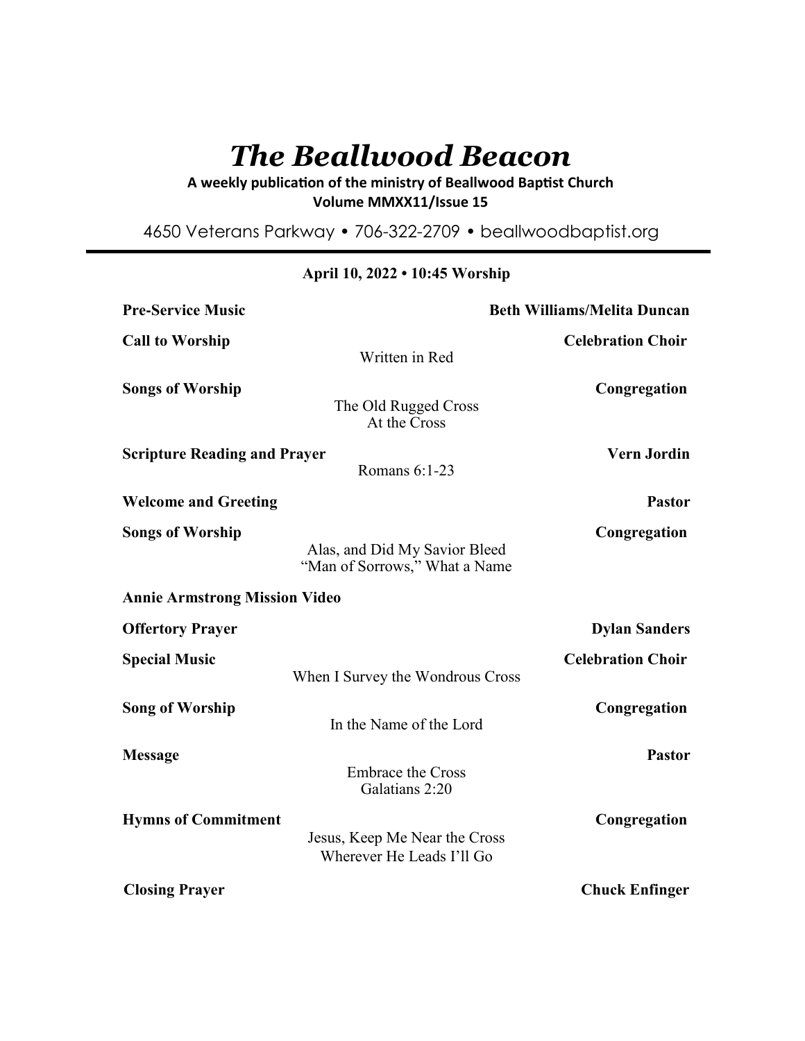# *The Beallwood Beacon*

**A weekly publication of the ministry of Beallwood Baptist Church**
**Volume MMXX11/Issue 15**

4650 Veterans Parkway • 706-322-2709 • beallwoodbaptist.org

---

**April 10, 2022 • 10:45 Worship**

**Pre-Service Music** — **Beth Williams/Melita Duncan**

**Call to Worship** — **Celebration Choir**
Written in Red

**Songs of Worship** — **Congregation**
The Old Rugged Cross
At the Cross

**Scripture Reading and Prayer** — **Vern Jordin**
Romans 6:1-23

**Welcome and Greeting** — **Pastor**

**Songs of Worship** — **Congregation**
Alas, and Did My Savior Bleed
"Man of Sorrows," What a Name

**Annie Armstrong Mission Video**

**Offertory Prayer** — **Dylan Sanders**

**Special Music** — **Celebration Choir**
When I Survey the Wondrous Cross

**Song of Worship** — **Congregation**
In the Name of the Lord

**Message** — **Pastor**
Embrace the Cross
Galatians 2:20

**Hymns of Commitment** — **Congregation**
Jesus, Keep Me Near the Cross
Wherever He Leads I'll Go

**Closing Prayer** — **Chuck Enfinger**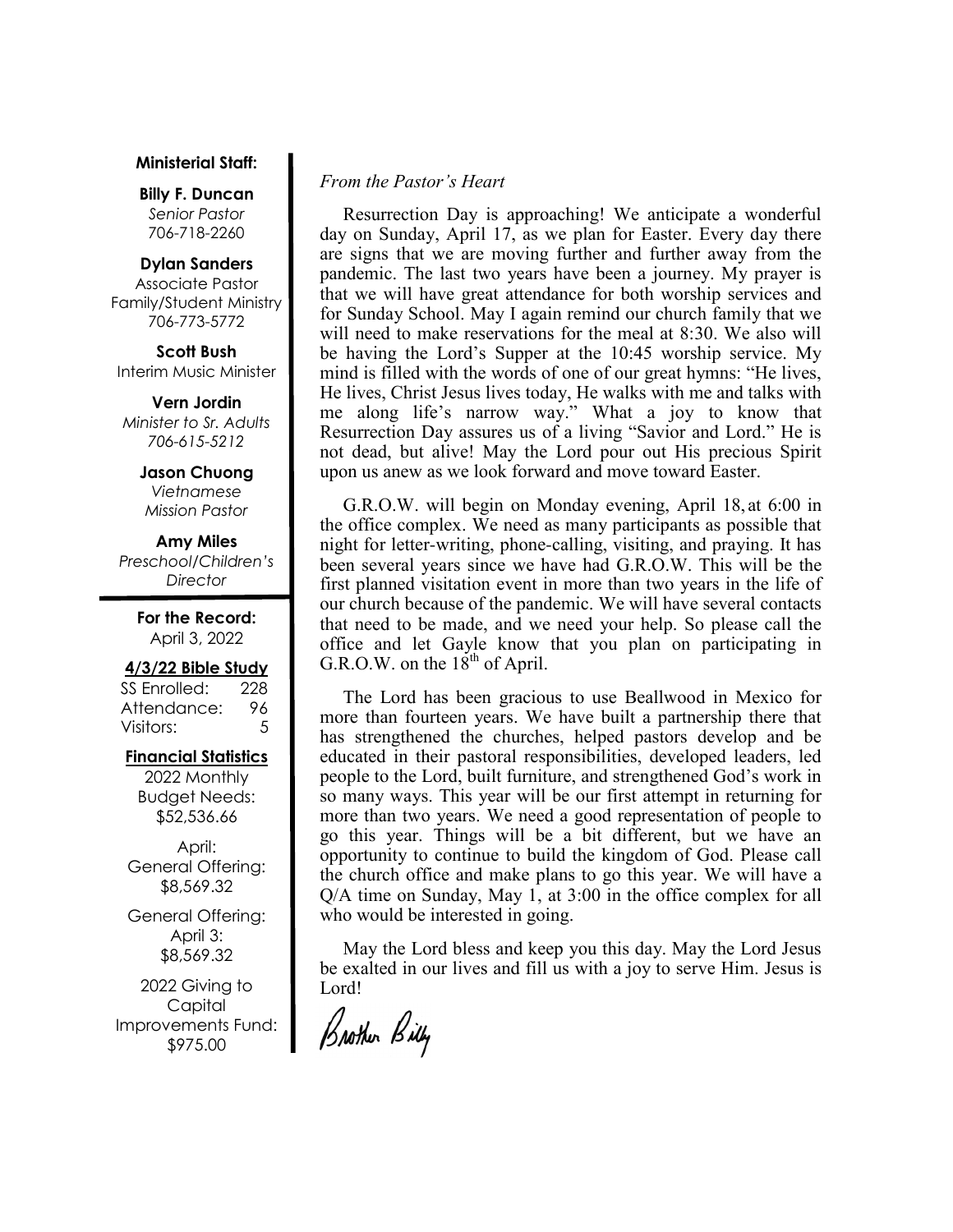**Ministerial Staff:**

**Billy F. Duncan**
*Senior Pastor*
706-718-2260

**Dylan Sanders**
Associate Pastor
Family/Student Ministry
706-773-5772

**Scott Bush**
Interim Music Minister

**Vern Jordin**
*Minister to Sr. Adults*
*706-615-5212*

**Jason Chuong**
*Vietnamese*
*Mission Pastor*

**Amy Miles**
*Preschool/Children's*
*Director*

**For the Record:**
April 3, 2022

**4/3/22 Bible Study**

| | |
|---|---|
| SS Enrolled: | 228 |
| Attendance: | 96 |
| Visitors: | 5 |

**Financial Statistics**

2022 Monthly Budget Needs:
$52,536.66

April:
General Offering:
$8,569.32

General Offering:
April 3:
$8,569.32

2022 Giving to Capital Improvements Fund:
$975.00

*From the Pastor's Heart*

Resurrection Day is approaching! We anticipate a wonderful day on Sunday, April 17, as we plan for Easter. Every day there are signs that we are moving further and further away from the pandemic. The last two years have been a journey. My prayer is that we will have great attendance for both worship services and for Sunday School. May I again remind our church family that we will need to make reservations for the meal at 8:30. We also will be having the Lord's Supper at the 10:45 worship service. My mind is filled with the words of one of our great hymns: "He lives, He lives, Christ Jesus lives today, He walks with me and talks with me along life's narrow way." What a joy to know that Resurrection Day assures us of a living "Savior and Lord." He is not dead, but alive! May the Lord pour out His precious Spirit upon us anew as we look forward and move toward Easter.

G.R.O.W. will begin on Monday evening, April 18, at 6:00 in the office complex. We need as many participants as possible that night for letter-writing, phone-calling, visiting, and praying. It has been several years since we have had G.R.O.W. This will be the first planned visitation event in more than two years in the life of our church because of the pandemic. We will have several contacts that need to be made, and we need your help. So please call the office and let Gayle know that you plan on participating in G.R.O.W. on the 18th of April.

The Lord has been gracious to use Beallwood in Mexico for more than fourteen years. We have built a partnership there that has strengthened the churches, helped pastors develop and be educated in their pastoral responsibilities, developed leaders, led people to the Lord, built furniture, and strengthened God's work in so many ways. This year will be our first attempt in returning for more than two years. We need a good representation of people to go this year. Things will be a bit different, but we have an opportunity to continue to build the kingdom of God. Please call the church office and make plans to go this year. We will have a Q/A time on Sunday, May 1, at 3:00 in the office complex for all who would be interested in going.

May the Lord bless and keep you this day. May the Lord Jesus be exalted in our lives and fill us with a joy to serve Him. Jesus is Lord!

Brother Billy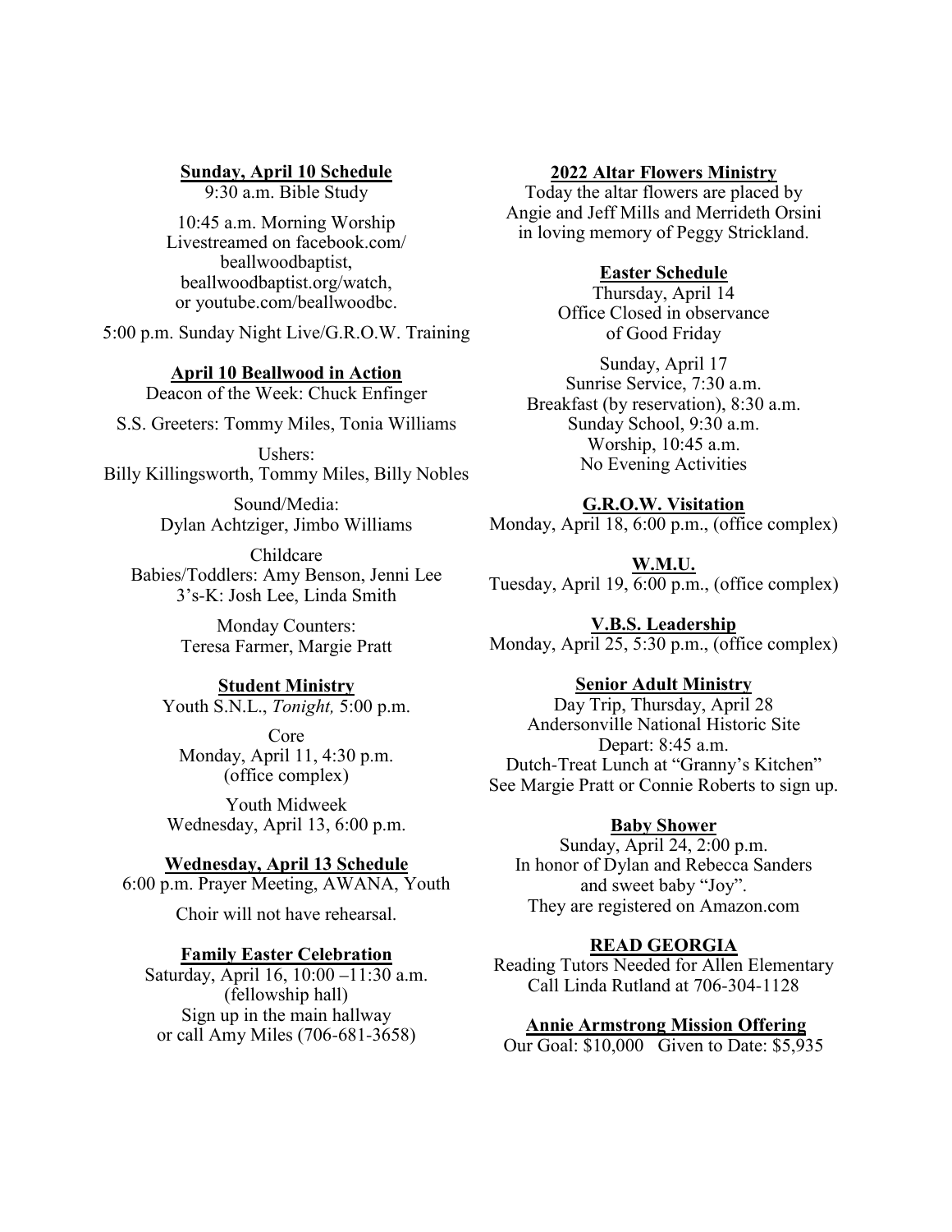**Sunday, April 10 Schedule**

9:30 a.m. Bible Study

10:45 a.m. Morning Worship
Livestreamed on facebook.com/
beallwoodbaptist,
beallwoodbaptist.org/watch,
or youtube.com/beallwoodbc.

5:00 p.m. Sunday Night Live/G.R.O.W. Training

**April 10 Beallwood in Action**

Deacon of the Week: Chuck Enfinger

S.S. Greeters: Tommy Miles, Tonia Williams

Ushers:
Billy Killingsworth, Tommy Miles, Billy Nobles

Sound/Media:
Dylan Achtziger, Jimbo Williams

Childcare
Babies/Toddlers: Amy Benson, Jenni Lee
3's-K: Josh Lee, Linda Smith

Monday Counters:
Teresa Farmer, Margie Pratt

**Student Ministry**

Youth S.N.L., *Tonight,* 5:00 p.m.

Core
Monday, April 11, 4:30 p.m.
(office complex)

Youth Midweek
Wednesday, April 13, 6:00 p.m.

**Wednesday, April 13 Schedule**

6:00 p.m. Prayer Meeting, AWANA, Youth

Choir will not have rehearsal.

**Family Easter Celebration**

Saturday, April 16, 10:00 –11:30 a.m.
(fellowship hall)
Sign up in the main hallway
or call Amy Miles (706-681-3658)

**2022 Altar Flowers Ministry**

Today the altar flowers are placed by
Angie and Jeff Mills and Merrideth Orsini
in loving memory of Peggy Strickland.

**Easter Schedule**

Thursday, April 14
Office Closed in observance
of Good Friday

Sunday, April 17
Sunrise Service, 7:30 a.m.
Breakfast (by reservation), 8:30 a.m.
Sunday School, 9:30 a.m.
Worship, 10:45 a.m.
No Evening Activities

**G.R.O.W. Visitation**

Monday, April 18, 6:00 p.m., (office complex)

**W.M.U.**

Tuesday, April 19, 6:00 p.m., (office complex)

**V.B.S. Leadership**

Monday, April 25, 5:30 p.m., (office complex)

**Senior Adult Ministry**

Day Trip, Thursday, April 28
Andersonville National Historic Site
Depart: 8:45 a.m.
Dutch-Treat Lunch at "Granny's Kitchen"
See Margie Pratt or Connie Roberts to sign up.

**Baby Shower**

Sunday, April 24, 2:00 p.m.
In honor of Dylan and Rebecca Sanders
and sweet baby "Joy".
They are registered on Amazon.com

**READ GEORGIA**

Reading Tutors Needed for Allen Elementary
Call Linda Rutland at 706-304-1128

**Annie Armstrong Mission Offering**

Our Goal: $10,000 Given to Date: $5,935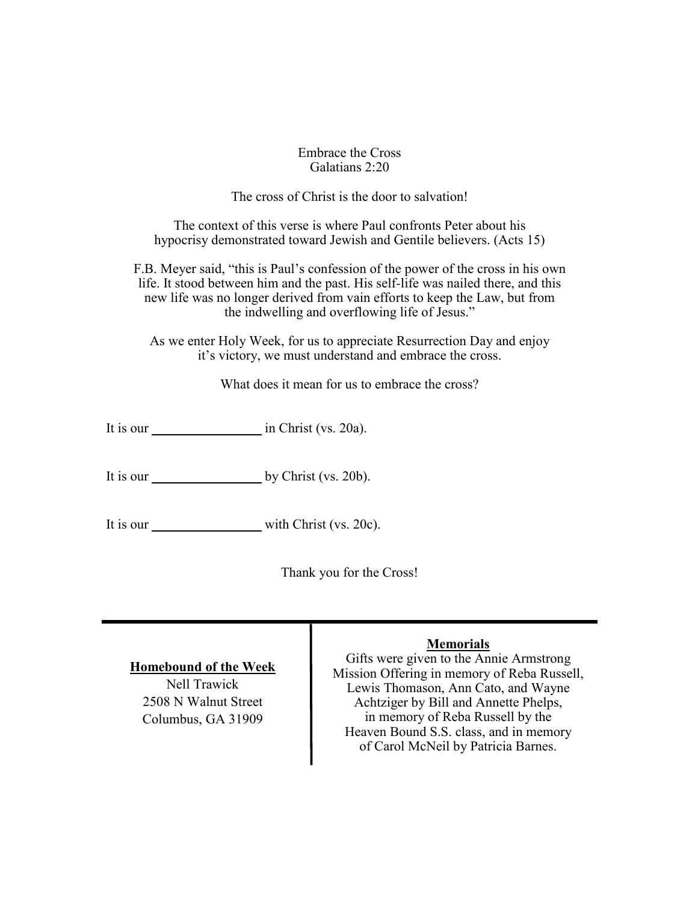Embrace the Cross
Galatians 2:20

The cross of Christ is the door to salvation!

The context of this verse is where Paul confronts Peter about his hypocrisy demonstrated toward Jewish and Gentile believers. (Acts 15)

F.B. Meyer said, "this is Paul's confession of the power of the cross in his own life. It stood between him and the past. His self-life was nailed there, and this new life was no longer derived from vain efforts to keep the Law, but from the indwelling and overflowing life of Jesus."

As we enter Holy Week, for us to appreciate Resurrection Day and enjoy it's victory, we must understand and embrace the cross.

What does it mean for us to embrace the cross?

It is our ________________ in Christ (vs. 20a).

It is our ________________ by Christ (vs. 20b).

It is our ________________ with Christ (vs. 20c).

Thank you for the Cross!

---

**Homebound of the Week**

Nell Trawick
2508 N Walnut Street
Columbus, GA 31909

**Memorials**

Gifts were given to the Annie Armstrong Mission Offering in memory of Reba Russell, Lewis Thomason, Ann Cato, and Wayne Achtziger by Bill and Annette Phelps, in memory of Reba Russell by the Heaven Bound S.S. class, and in memory of Carol McNeil by Patricia Barnes.